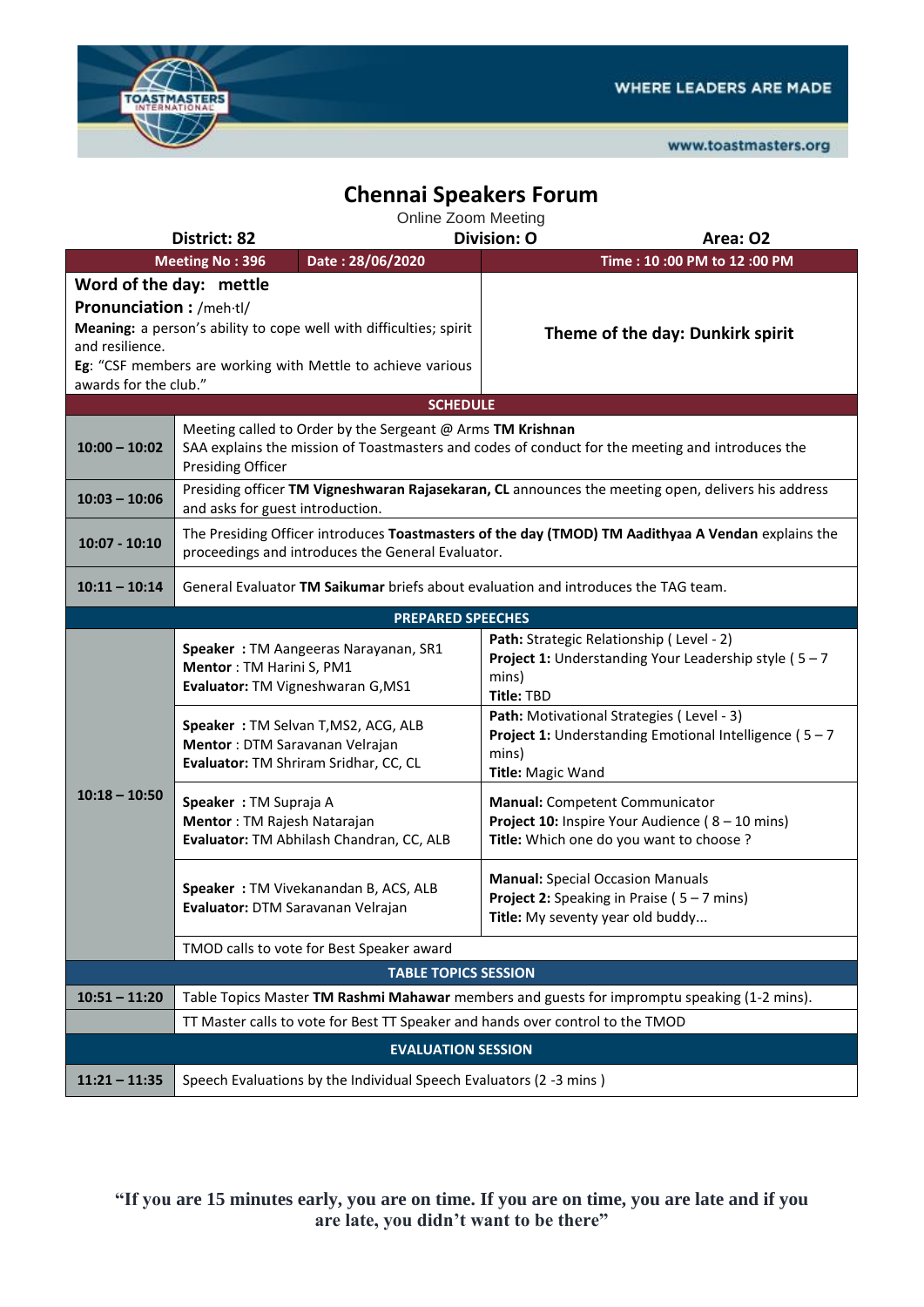WHERE LEADERS ARE MADE

www.toastmasters.org

# Chennai Speakers Forum

Online Zoom Meeting

| District: 82 | Division: O | Area: O2 |
|---|---|---|

| Meeting No : 396 | Date : 28/06/2020 | Time : 10 :00 PM to 12 :00 PM |
|---|---|---|

**Word of the day: mettle**

**Pronunciation :** /meh·tl/

**Meaning:** a person's ability to cope well with difficulties; spirit and resilience.

**Eg**: "CSF members are working with Mettle to achieve various awards for the club."

**Theme of the day: Dunkirk spirit**

## SCHEDULE

| Time | Details | |
|---|---|---|
| **10:00 – 10:02** | Meeting called to Order by the Sergeant @ Arms **TM Krishnan**<br>SAA explains the mission of Toastmasters and codes of conduct for the meeting and introduces the Presiding Officer | |
| **10:03 – 10:06** | Presiding officer **TM Vigneshwaran Rajasekaran, CL** announces the meeting open, delivers his address and asks for guest introduction. | |
| **10:07 - 10:10** | The Presiding Officer introduces **Toastmasters of the day (TMOD) TM Aadithyaa A Vendan** explains the proceedings and introduces the General Evaluator. | |
| **10:11 – 10:14** | General Evaluator **TM Saikumar** briefs about evaluation and introduces the TAG team. | |
| | **PREPARED SPEECHES** | |
| **10:18 – 10:50** | **Speaker** : TM Aangeeras Narayanan, SR1<br>**Mentor** : TM Harini S, PM1<br>**Evaluator:** TM Vigneshwaran G,MS1 | **Path:** Strategic Relationship ( Level - 2)<br>**Project 1:** Understanding Your Leadership style ( 5 – 7 mins)<br>**Title:** TBD |
| | **Speaker** : TM Selvan T,MS2, ACG, ALB<br>**Mentor** : DTM Saravanan Velrajan<br>**Evaluator:** TM Shriram Sridhar, CC, CL | **Path:** Motivational Strategies ( Level - 3)<br>**Project 1:** Understanding Emotional Intelligence ( 5 – 7 mins)<br>**Title:** Magic Wand |
| | **Speaker** : TM Supraja A<br>**Mentor** : TM Rajesh Natarajan<br>**Evaluator:** TM Abhilash Chandran, CC, ALB | **Manual:** Competent Communicator<br>**Project 10:** Inspire Your Audience ( 8 – 10 mins)<br>**Title:** Which one do you want to choose ? |
| | **Speaker** : TM Vivekanandan B, ACS, ALB<br>**Evaluator:** DTM Saravanan Velrajan | **Manual:** Special Occasion Manuals<br>**Project 2:** Speaking in Praise ( 5 – 7 mins)<br>**Title:** My seventy year old buddy... |
| | TMOD calls to vote for Best Speaker award | |
| | **TABLE TOPICS SESSION** | |
| **10:51 – 11:20** | Table Topics Master **TM Rashmi Mahawar** members and guests for impromptu speaking (1-2 mins). | |
| | TT Master calls to vote for Best TT Speaker and hands over control to the TMOD | |
| | **EVALUATION SESSION** | |
| **11:21 – 11:35** | Speech Evaluations by the Individual Speech Evaluators (2 -3 mins ) | |

**"If you are 15 minutes early, you are on time. If you are on time, you are late and if you are late, you didn't want to be there"**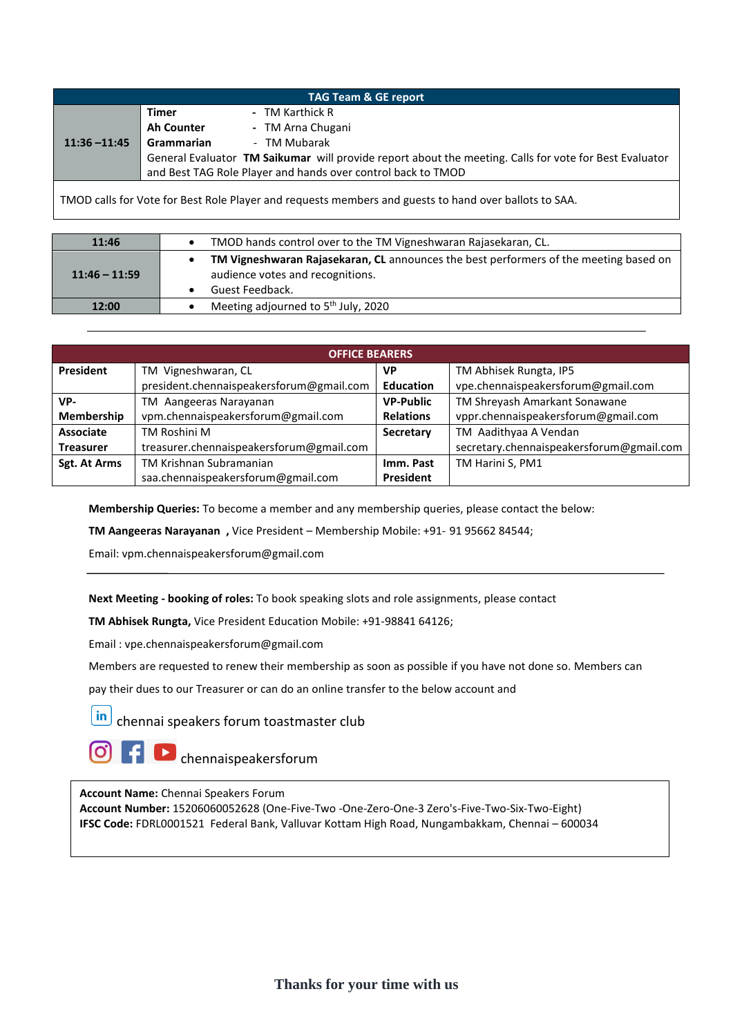| TAG Team & GE report | |
|---|---|
| 11:36 –11:45 | **Timer** - TM Karthick R<br>**Ah Counter** - TM Arna Chugani<br>**Grammarian** - TM Mubarak<br>General Evaluator **TM Saikumar** will provide report about the meeting. Calls for vote for Best Evaluator and Best TAG Role Player and hands over control back to TMOD |
| TMOD calls for Vote for Best Role Player and requests members and guests to hand over ballots to SAA. | |

| | |
|---|---|
| **11:46** | • TMOD hands control over to the TM Vigneshwaran Rajasekaran, CL. |
| **11:46 – 11:59** | • **TM Vigneshwaran Rajasekaran, CL** announces the best performers of the meeting based on audience votes and recognitions.<br>• Guest Feedback. |
| **12:00** | • Meeting adjourned to 5th July, 2020 |

| OFFICE BEARERS | | | |
|---|---|---|---|
| **President** | TM Vigneshwaran, CL<br>president.chennaispeakersforum@gmail.com | **VP Education** | TM Abhisek Rungta, IP5<br>vpe.chennaispeakersforum@gmail.com |
| **VP-Membership** | TM Aangeeras Narayanan<br>vpm.chennaispeakersforum@gmail.com | **VP-Public Relations** | TM Shreyash Amarkant Sonawane<br>vppr.chennaispeakersforum@gmail.com |
| **Associate Treasurer** | TM Roshini M<br>treasurer.chennaispeakersforum@gmail.com | **Secretary** | TM Aadithyaa A Vendan<br>secretary.chennaispeakersforum@gmail.com |
| **Sgt. At Arms** | TM Krishnan Subramanian<br>saa.chennaispeakersforum@gmail.com | **Imm. Past President** | TM Harini S, PM1 |

**Membership Queries:** To become a member and any membership queries, please contact the below:

**TM Aangeeras Narayanan** , Vice President – Membership Mobile: +91- 91 95662 84544;

Email: vpm.chennaispeakersforum@gmail.com

---

**Next Meeting - booking of roles:** To book speaking slots and role assignments, please contact

**TM Abhisek Rungta,** Vice President Education Mobile: +91-98841 64126;

Email : vpe.chennaispeakersforum@gmail.com

Members are requested to renew their membership as soon as possible if you have not done so. Members can pay their dues to our Treasurer or can do an online transfer to the below account and

chennai speakers forum toastmaster club

chennaispeakersforum

**Account Name:** Chennai Speakers Forum
**Account Number:** 15206060052628 (One-Five-Two -One-Zero-One-3 Zero's-Five-Two-Six-Two-Eight)
**IFSC Code:** FDRL0001521 Federal Bank, Valluvar Kottam High Road, Nungambakkam, Chennai – 600034

**Thanks for your time with us**